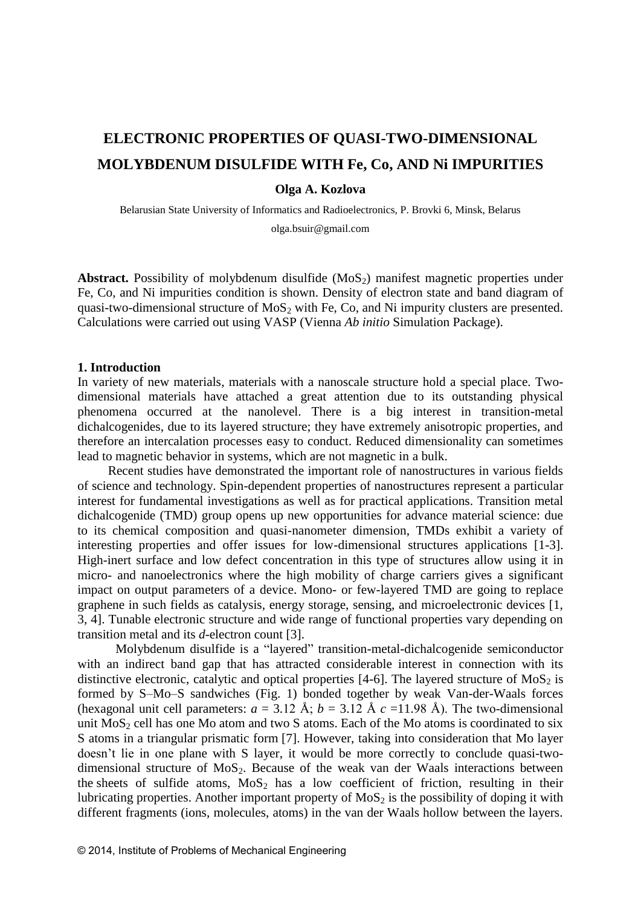# ELECTRONIC PROPERTIES OF QUASI-TWO-DIMENSIONAL MOLYBDENUM DISULFIDE WITH Fe, Co, AND Ni IMPURITIES

**Olga A. Kozlova**

Belarusian State University of Informatics and Radioelectronics, P. Brovki 6, Minsk, Belarus

olga.bsuir@gmail.com

**Abstract.** Possibility of molybdenum disulfide ($MoS_2$) manifest magnetic properties under Fe, Co, and Ni impurities condition is shown. Density of electron state and band diagram of quasi-two-dimensional structure of $MoS_2$ with Fe, Co, and Ni impurity clusters are presented. Calculations were carried out using VASP (Vienna *Ab initio* Simulation Package).

## 1. Introduction

In variety of new materials, materials with a nanoscale structure hold a special place. Two-dimensional materials have attached a great attention due to its outstanding physical phenomena occurred at the nanolevel. There is a big interest in transition-metal dichalcogenides, due to its layered structure; they have extremely anisotropic properties, and therefore an intercalation processes easy to conduct. Reduced dimensionality can sometimes lead to magnetic behavior in systems, which are not magnetic in a bulk.

Recent studies have demonstrated the important role of nanostructures in various fields of science and technology. Spin-dependent properties of nanostructures represent a particular interest for fundamental investigations as well as for practical applications. Transition metal dichalcogenide (TMD) group opens up new opportunities for advance material science: due to its chemical composition and quasi-nanometer dimension, TMDs exhibit a variety of interesting properties and offer issues for low-dimensional structures applications [1-3]. High-inert surface and low defect concentration in this type of structures allow using it in micro- and nanoelectronics where the high mobility of charge carriers gives a significant impact on output parameters of a device. Mono- or few-layered TMD are going to replace graphene in such fields as catalysis, energy storage, sensing, and microelectronic devices [1, 3, 4]. Tunable electronic structure and wide range of functional properties vary depending on transition metal and its *d*-electron count [3].

Molybdenum disulfide is a "layered" transition-metal-dichalcogenide semiconductor with an indirect band gap that has attracted considerable interest in connection with its distinctive electronic, catalytic and optical properties [4-6]. The layered structure of $MoS_2$ is formed by S–Mo–S sandwiches (Fig. 1) bonded together by weak Van-der-Waals forces (hexagonal unit cell parameters: $a$ = 3.12 Å; $b$ = 3.12 Å $c$ =11.98 Å). The two-dimensional unit $MoS_2$ cell has one Mo atom and two S atoms. Each of the Mo atoms is coordinated to six S atoms in a triangular prismatic form [7]. However, taking into consideration that Mo layer doesn't lie in one plane with S layer, it would be more correctly to conclude quasi-two-dimensional structure of $MoS_2$. Because of the weak van der Waals interactions between the sheets of sulfide atoms, $MoS_2$ has a low coefficient of friction, resulting in their lubricating properties. Another important property of $MoS_2$ is the possibility of doping it with different fragments (ions, molecules, atoms) in the van der Waals hollow between the layers.

© 2014, Institute of Problems of Mechanical Engineering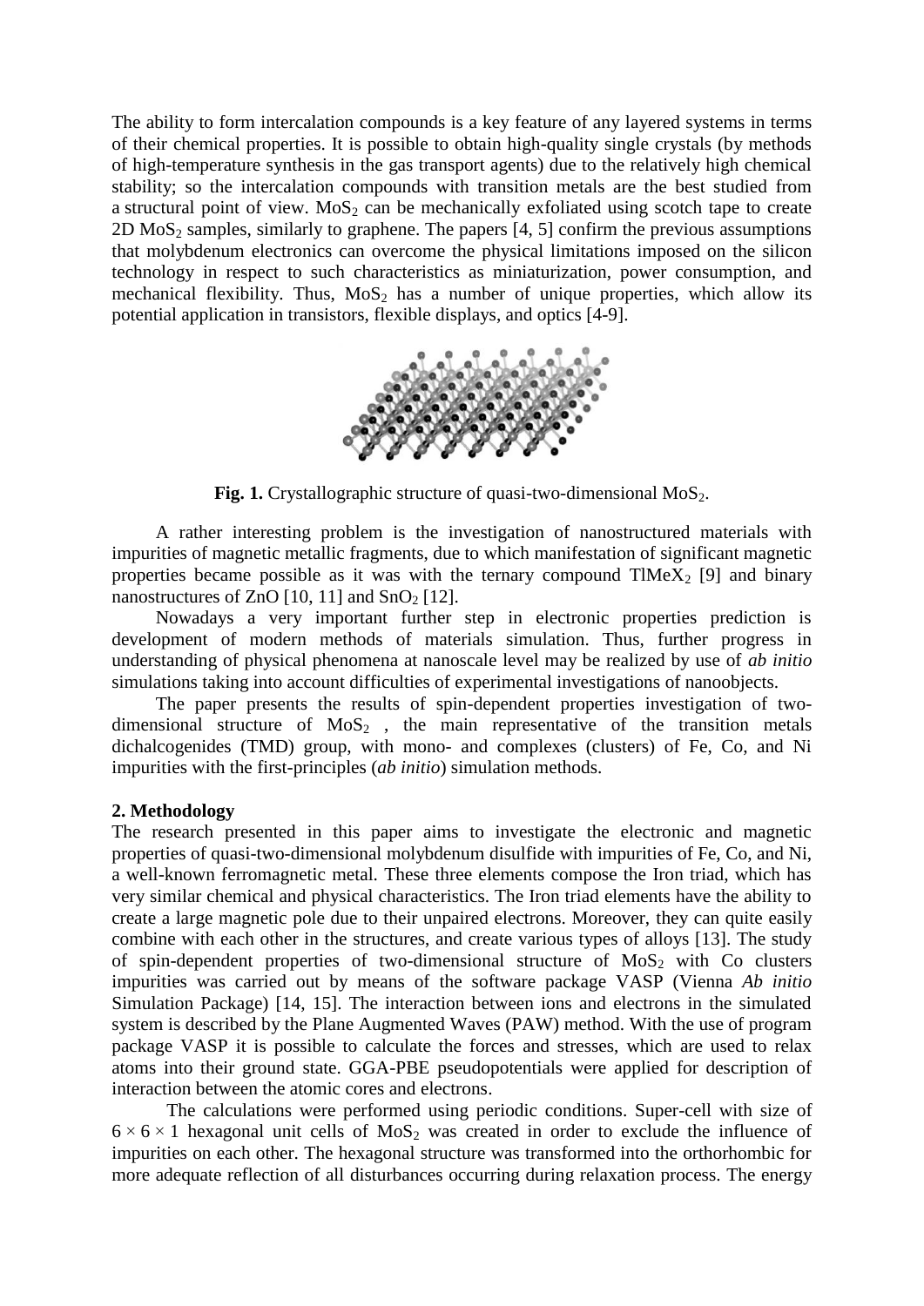The ability to form intercalation compounds is a key feature of any layered systems in terms of their chemical properties. It is possible to obtain high-quality single crystals (by methods of high-temperature synthesis in the gas transport agents) due to the relatively high chemical stability; so the intercalation compounds with transition metals are the best studied from a structural point of view. $MoS_2$ can be mechanically exfoliated using scotch tape to create 2D $MoS_2$ samples, similarly to graphene. The papers [4, 5] confirm the previous assumptions that molybdenum electronics can overcome the physical limitations imposed on the silicon technology in respect to such characteristics as miniaturization, power consumption, and mechanical flexibility. Thus, $MoS_2$ has a number of unique properties, which allow its potential application in transistors, flexible displays, and optics [4-9].

**Fig. 1.** Crystallographic structure of quasi-two-dimensional $MoS_2$.

A rather interesting problem is the investigation of nanostructured materials with impurities of magnetic metallic fragments, due to which manifestation of significant magnetic properties became possible as it was with the ternary compound $TlMeX_2$ [9] and binary nanostructures of ZnO [10, 11] and $SnO_2$ [12].

Nowadays a very important further step in electronic properties prediction is development of modern methods of materials simulation. Thus, further progress in understanding of physical phenomena at nanoscale level may be realized by use of *ab initio* simulations taking into account difficulties of experimental investigations of nanoobjects.

The paper presents the results of spin-dependent properties investigation of two-dimensional structure of $MoS_2$ , the main representative of the transition metals dichalcogenides (TMD) group, with mono- and complexes (clusters) of Fe, Co, and Ni impurities with the first-principles (*ab initio*) simulation methods.

**2. Methodology**

The research presented in this paper aims to investigate the electronic and magnetic properties of quasi-two-dimensional molybdenum disulfide with impurities of Fe, Co, and Ni, a well-known ferromagnetic metal. These three elements compose the Iron triad, which has very similar chemical and physical characteristics. The Iron triad elements have the ability to create a large magnetic pole due to their unpaired electrons. Moreover, they can quite easily combine with each other in the structures, and create various types of alloys [13]. The study of spin-dependent properties of two-dimensional structure of $MoS_2$ with Co clusters impurities was carried out by means of the software package VASP (Vienna *Ab initio* Simulation Package) [14, 15]. The interaction between ions and electrons in the simulated system is described by the Plane Augmented Waves (PAW) method. With the use of program package VASP it is possible to calculate the forces and stresses, which are used to relax atoms into their ground state. GGA-PBE pseudopotentials were applied for description of interaction between the atomic cores and electrons.

The calculations were performed using periodic conditions. Super-cell with size of $6 \times 6 \times 1$ hexagonal unit cells of $MoS_2$ was created in order to exclude the influence of impurities on each other. The hexagonal structure was transformed into the orthorhombic for more adequate reflection of all disturbances occurring during relaxation process. The energy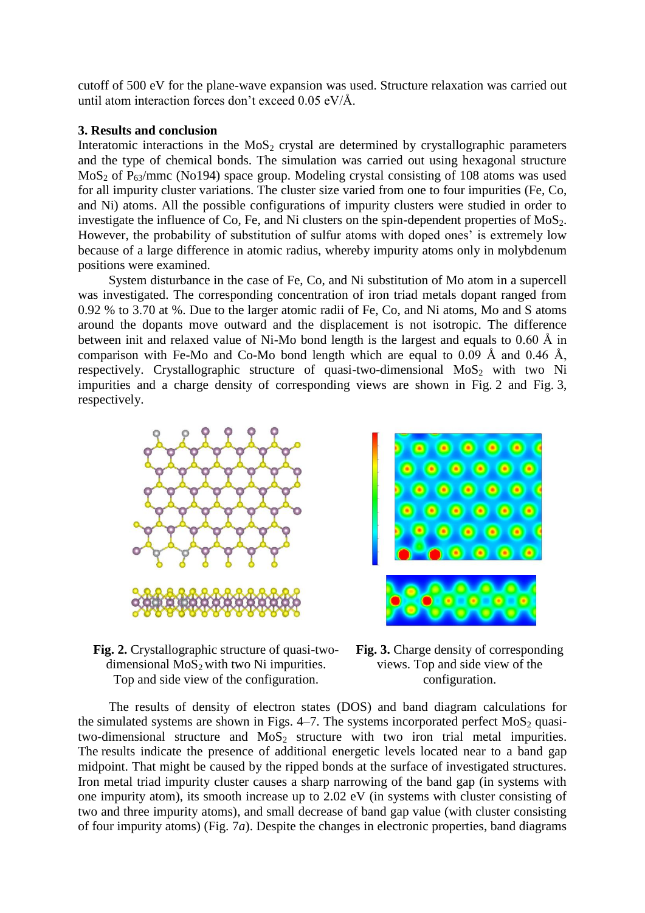cutoff of 500 eV for the plane-wave expansion was used. Structure relaxation was carried out until atom interaction forces don't exceed 0.05 eV/Å.

### 3. Results and conclusion

Interatomic interactions in the $MoS_2$ crystal are determined by crystallographic parameters and the type of chemical bonds. The simulation was carried out using hexagonal structure $MoS_2$ of $P_{63}$/mmc (No194) space group. Modeling crystal consisting of 108 atoms was used for all impurity cluster variations. The cluster size varied from one to four impurities (Fe, Co, and Ni) atoms. All the possible configurations of impurity clusters were studied in order to investigate the influence of Co, Fe, and Ni clusters on the spin-dependent properties of $MoS_2$. However, the probability of substitution of sulfur atoms with doped ones' is extremely low because of a large difference in atomic radius, whereby impurity atoms only in molybdenum positions were examined.

System disturbance in the case of Fe, Co, and Ni substitution of Mo atom in a supercell was investigated. The corresponding concentration of iron triad metals dopant ranged from 0.92 % to 3.70 at %. Due to the larger atomic radii of Fe, Co, and Ni atoms, Mo and S atoms around the dopants move outward and the displacement is not isotropic. The difference between init and relaxed value of Ni-Mo bond length is the largest and equals to 0.60 Å in comparison with Fe-Mo and Co-Mo bond length which are equal to 0.09 Å and 0.46 Å, respectively. Crystallographic structure of quasi-two-dimensional $MoS_2$ with two Ni impurities and a charge density of corresponding views are shown in Fig. 2 and Fig. 3, respectively.

**Fig. 2.** Crystallographic structure of quasi-two-dimensional $MoS_2$ with two Ni impurities. Top and side view of the configuration.

**Fig. 3.** Charge density of corresponding views. Top and side view of the configuration.

The results of density of electron states (DOS) and band diagram calculations for the simulated systems are shown in Figs. 4–7. The systems incorporated perfect $MoS_2$ quasi-two-dimensional structure and $MoS_2$ structure with two iron trial metal impurities. The results indicate the presence of additional energetic levels located near to a band gap midpoint. That might be caused by the ripped bonds at the surface of investigated structures. Iron metal triad impurity cluster causes a sharp narrowing of the band gap (in systems with one impurity atom), its smooth increase up to 2.02 eV (in systems with cluster consisting of two and three impurity atoms), and small decrease of band gap value (with cluster consisting of four impurity atoms) (Fig. 7*a*). Despite the changes in electronic properties, band diagrams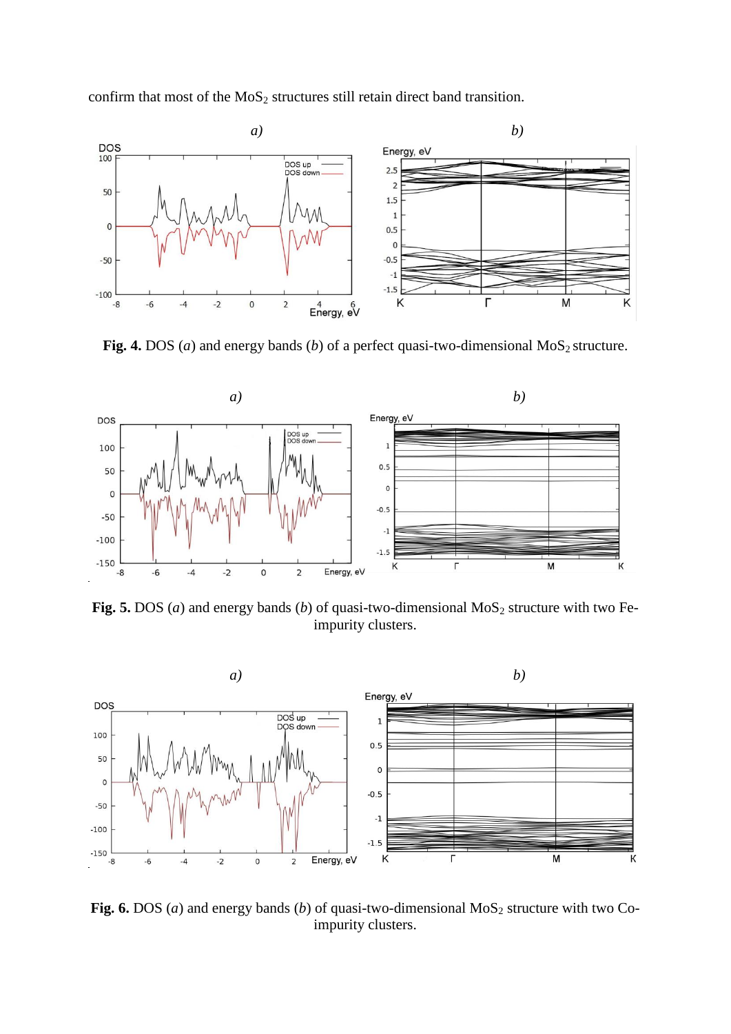confirm that most of the $MoS_2$ structures still retain direct band transition.

**Fig. 4.** DOS (*a*) and energy bands (*b*) of a perfect quasi-two-dimensional $MoS_2$ structure.

**Fig. 5.** DOS (*a*) and energy bands (*b*) of quasi-two-dimensional $MoS_2$ structure with two Fe-impurity clusters.

**Fig. 6.** DOS (*a*) and energy bands (*b*) of quasi-two-dimensional $MoS_2$ structure with two Co-impurity clusters.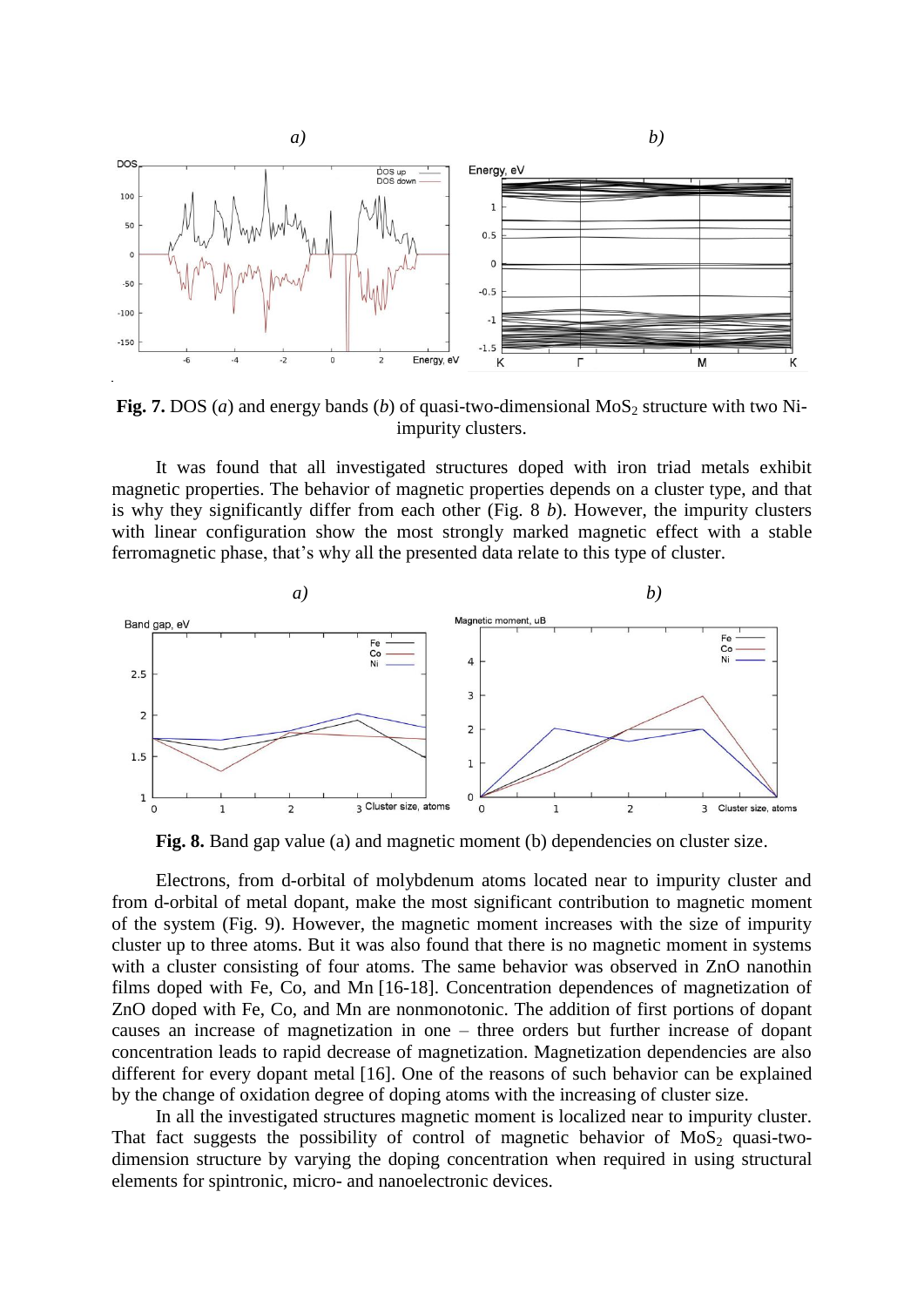**Fig. 7.** DOS (*a*) and energy bands (*b*) of quasi-two-dimensional $MoS_2$ structure with two Ni-impurity clusters.

It was found that all investigated structures doped with iron triad metals exhibit magnetic properties. The behavior of magnetic properties depends on a cluster type, and that is why they significantly differ from each other (Fig. 8 *b*). However, the impurity clusters with linear configuration show the most strongly marked magnetic effect with a stable ferromagnetic phase, that's why all the presented data relate to this type of cluster.

**Fig. 8.** Band gap value (a) and magnetic moment (b) dependencies on cluster size.

Electrons, from d-orbital of molybdenum atoms located near to impurity cluster and from d-orbital of metal dopant, make the most significant contribution to magnetic moment of the system (Fig. 9). However, the magnetic moment increases with the size of impurity cluster up to three atoms. But it was also found that there is no magnetic moment in systems with a cluster consisting of four atoms. The same behavior was observed in ZnO nanothin films doped with Fe, Co, and Mn [16-18]. Concentration dependences of magnetization of ZnO doped with Fe, Co, and Mn are nonmonotonic. The addition of first portions of dopant causes an increase of magnetization in one – three orders but further increase of dopant concentration leads to rapid decrease of magnetization. Magnetization dependencies are also different for every dopant metal [16]. One of the reasons of such behavior can be explained by the change of oxidation degree of doping atoms with the increasing of cluster size.

In all the investigated structures magnetic moment is localized near to impurity cluster. That fact suggests the possibility of control of magnetic behavior of $MoS_2$ quasi-two-dimension structure by varying the doping concentration when required in using structural elements for spintronic, micro- and nanoelectronic devices.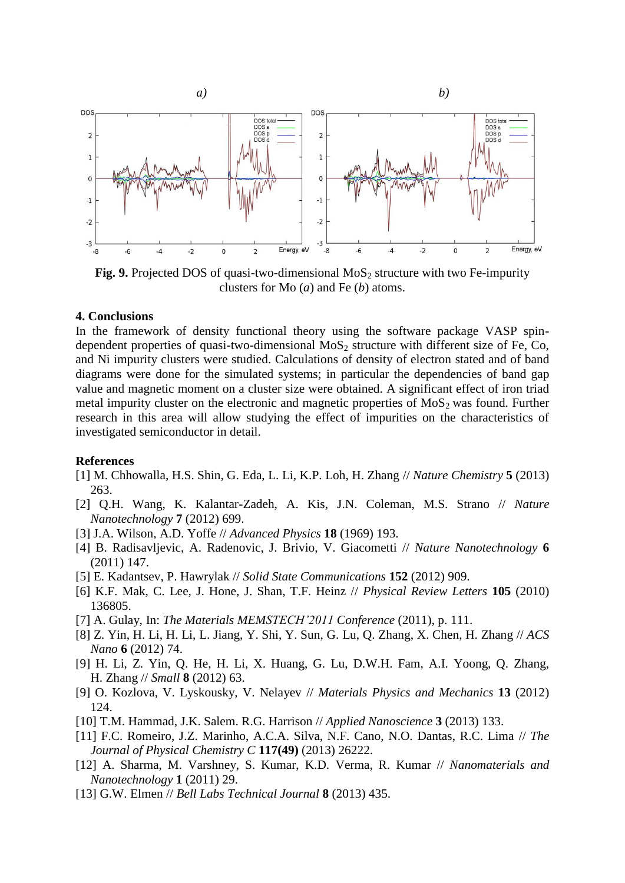**Fig. 9.** Projected DOS of quasi-two-dimensional $MoS_2$ structure with two Fe-impurity clusters for Mo (*a*) and Fe (*b*) atoms.

## 4. Conclusions

In the framework of density functional theory using the software package VASP spin-dependent properties of quasi-two-dimensional $MoS_2$ structure with different size of Fe, Co, and Ni impurity clusters were studied. Calculations of density of electron stated and of band diagrams were done for the simulated systems; in particular the dependencies of band gap value and magnetic moment on a cluster size were obtained. A significant effect of iron triad metal impurity cluster on the electronic and magnetic properties of $MoS_2$ was found. Further research in this area will allow studying the effect of impurities on the characteristics of investigated semiconductor in detail.

## References

[1] M. Chhowalla, H.S. Shin, G. Eda, L. Li, K.P. Loh, H. Zhang // *Nature Chemistry* **5** (2013) 263.

[2] Q.H. Wang, K. Kalantar-Zadeh, A. Kis, J.N. Coleman, M.S. Strano // *Nature Nanotechnology* **7** (2012) 699.

[3] J.A. Wilson, A.D. Yoffe // *Advanced Physics* **18** (1969) 193.

[4] B. Radisavljevic, A. Radenovic, J. Brivio, V. Giacometti // *Nature Nanotechnology* **6** (2011) 147.

[5] E. Kadantsev, P. Hawrylak // *Solid State Communications* **152** (2012) 909.

[6] K.F. Mak, C. Lee, J. Hone, J. Shan, T.F. Heinz // *Physical Review Letters* **105** (2010) 136805.

[7] A. Gulay, In: *The Materials MEMSTECH'2011 Conference* (2011), p. 111.

[8] Z. Yin, H. Li, H. Li, L. Jiang, Y. Shi, Y. Sun, G. Lu, Q. Zhang, X. Chen, H. Zhang // *ACS Nano* **6** (2012) 74.

[9] H. Li, Z. Yin, Q. He, H. Li, X. Huang, G. Lu, D.W.H. Fam, A.I. Yoong, Q. Zhang, H. Zhang // *Small* **8** (2012) 63.

[9] O. Kozlova, V. Lyskousky, V. Nelayev // *Materials Physics and Mechanics* **13** (2012) 124.

[10] T.M. Hammad, J.K. Salem. R.G. Harrison // *Applied Nanoscience* **3** (2013) 133.

[11] F.C. Romeiro, J.Z. Marinho, A.C.A. Silva, N.F. Cano, N.O. Dantas, R.C. Lima // *The Journal of Physical Chemistry C* **117(49)** (2013) 26222.

[12] A. Sharma, M. Varshney, S. Kumar, K.D. Verma, R. Kumar // *Nanomaterials and Nanotechnology* **1** (2011) 29.

[13] G.W. Elmen // *Bell Labs Technical Journal* **8** (2013) 435.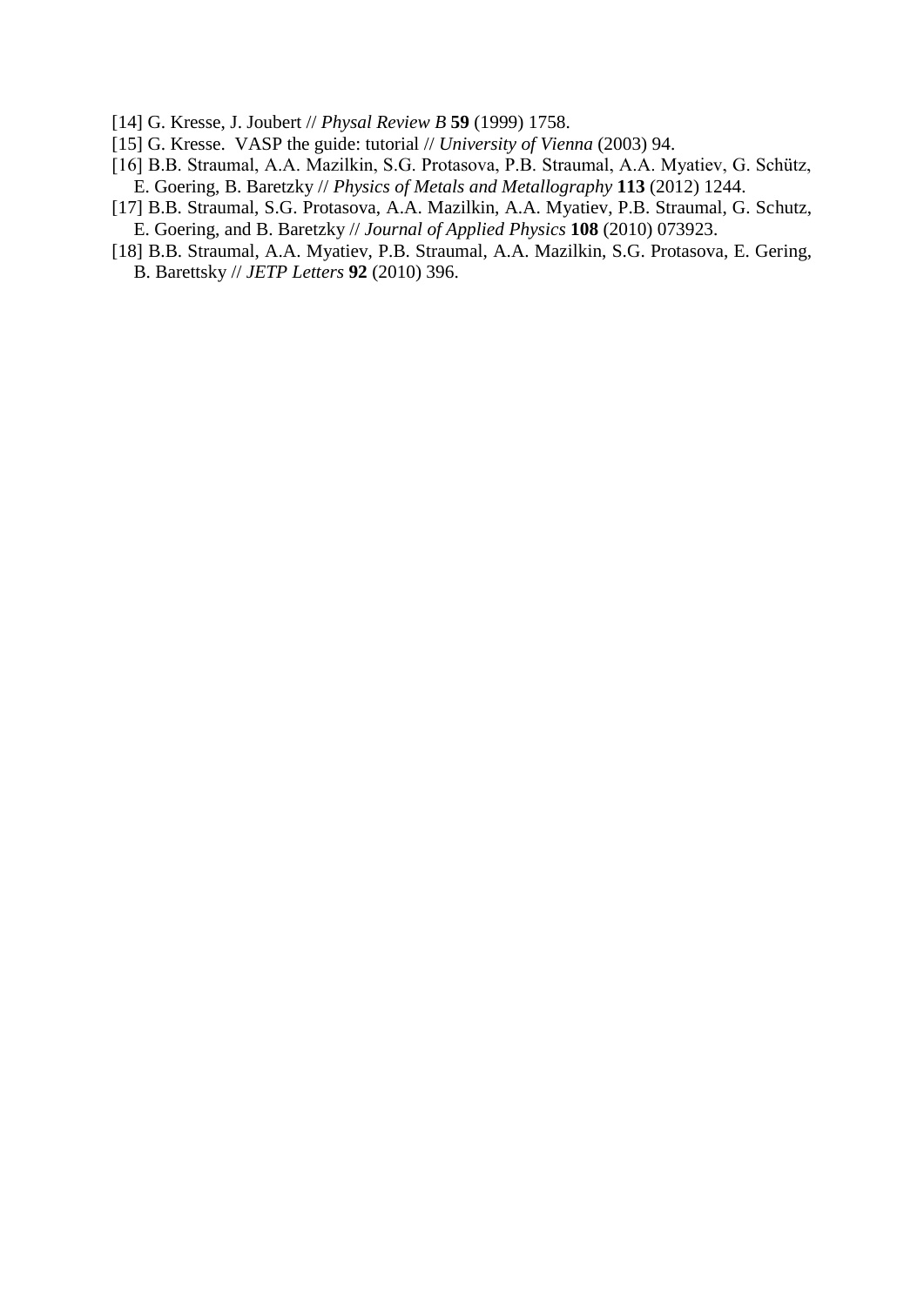[14] G. Kresse, J. Joubert // *Physal Review B* **59** (1999) 1758.

[15] G. Kresse. VASP the guide: tutorial // *University of Vienna* (2003) 94.

[16] B.B. Straumal, A.A. Mazilkin, S.G. Protasova, P.B. Straumal, A.A. Myatiev, G. Schütz, E. Goering, B. Baretzky // *Physics of Metals and Metallography* **113** (2012) 1244.

[17] B.B. Straumal, S.G. Protasova, A.A. Mazilkin, A.A. Myatiev, P.B. Straumal, G. Schutz, E. Goering, and B. Baretzky // *Journal of Applied Physics* **108** (2010) 073923.

[18] B.B. Straumal, A.A. Myatiev, P.B. Straumal, A.A. Mazilkin, S.G. Protasova, E. Gering, B. Barettsky // *JETP Letters* **92** (2010) 396.